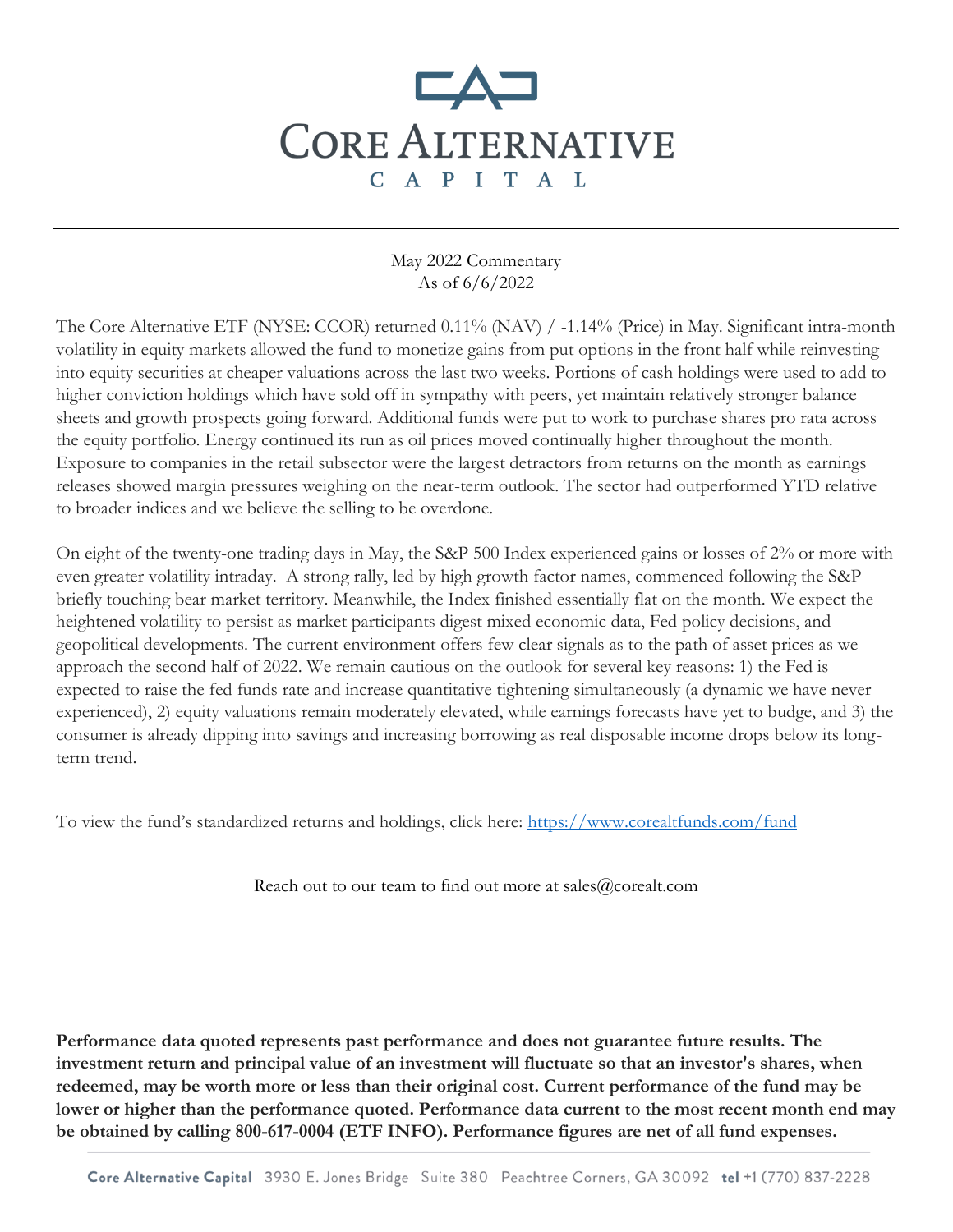# Core Alternative Capital

May 2022 Commentary
As of 6/6/2022

The Core Alternative ETF (NYSE: CCOR) returned 0.11% (NAV) / -1.14% (Price) in May. Significant intra-month volatility in equity markets allowed the fund to monetize gains from put options in the front half while reinvesting into equity securities at cheaper valuations across the last two weeks. Portions of cash holdings were used to add to higher conviction holdings which have sold off in sympathy with peers, yet maintain relatively stronger balance sheets and growth prospects going forward. Additional funds were put to work to purchase shares pro rata across the equity portfolio. Energy continued its run as oil prices moved continually higher throughout the month. Exposure to companies in the retail subsector were the largest detractors from returns on the month as earnings releases showed margin pressures weighing on the near-term outlook. The sector had outperformed YTD relative to broader indices and we believe the selling to be overdone.

On eight of the twenty-one trading days in May, the S&P 500 Index experienced gains or losses of 2% or more with even greater volatility intraday. A strong rally, led by high growth factor names, commenced following the S&P briefly touching bear market territory. Meanwhile, the Index finished essentially flat on the month. We expect the heightened volatility to persist as market participants digest mixed economic data, Fed policy decisions, and geopolitical developments. The current environment offers few clear signals as to the path of asset prices as we approach the second half of 2022. We remain cautious on the outlook for several key reasons: 1) the Fed is expected to raise the fed funds rate and increase quantitative tightening simultaneously (a dynamic we have never experienced), 2) equity valuations remain moderately elevated, while earnings forecasts have yet to budge, and 3) the consumer is already dipping into savings and increasing borrowing as real disposable income drops below its long-term trend.

To view the fund's standardized returns and holdings, click here: https://www.corealtfunds.com/fund

Reach out to our team to find out more at sales@corealt.com

**Performance data quoted represents past performance and does not guarantee future results. The investment return and principal value of an investment will fluctuate so that an investor's shares, when redeemed, may be worth more or less than their original cost. Current performance of the fund may be lower or higher than the performance quoted. Performance data current to the most recent month end may be obtained by calling 800-617-0004 (ETF INFO). Performance figures are net of all fund expenses.**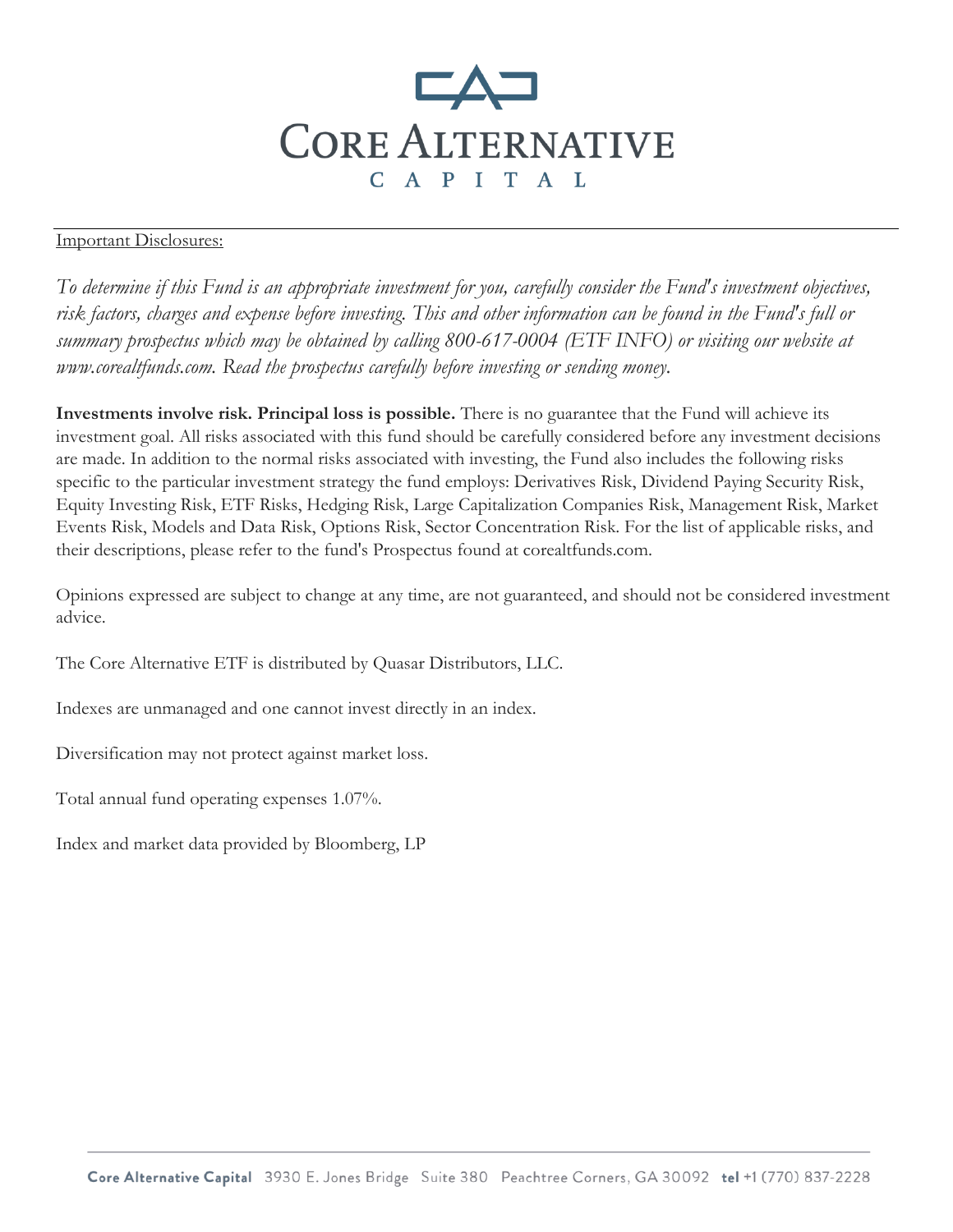# Core Alternative Capital

Important Disclosures:

*To determine if this Fund is an appropriate investment for you, carefully consider the Fund's investment objectives, risk factors, charges and expense before investing. This and other information can be found in the Fund's full or summary prospectus which may be obtained by calling 800-617-0004 (ETF INFO) or visiting our website at www.corealtfunds.com. Read the prospectus carefully before investing or sending money.*

**Investments involve risk. Principal loss is possible.** There is no guarantee that the Fund will achieve its investment goal. All risks associated with this fund should be carefully considered before any investment decisions are made. In addition to the normal risks associated with investing, the Fund also includes the following risks specific to the particular investment strategy the fund employs: Derivatives Risk, Dividend Paying Security Risk, Equity Investing Risk, ETF Risks, Hedging Risk, Large Capitalization Companies Risk, Management Risk, Market Events Risk, Models and Data Risk, Options Risk, Sector Concentration Risk. For the list of applicable risks, and their descriptions, please refer to the fund's Prospectus found at corealtfunds.com.

Opinions expressed are subject to change at any time, are not guaranteed, and should not be considered investment advice.

The Core Alternative ETF is distributed by Quasar Distributors, LLC.

Indexes are unmanaged and one cannot invest directly in an index.

Diversification may not protect against market loss.

Total annual fund operating expenses 1.07%.

Index and market data provided by Bloomberg, LP

**Core Alternative Capital** 3930 E. Jones Bridge Suite 380 Peachtree Corners, GA 30092 **tel** +1 (770) 837-2228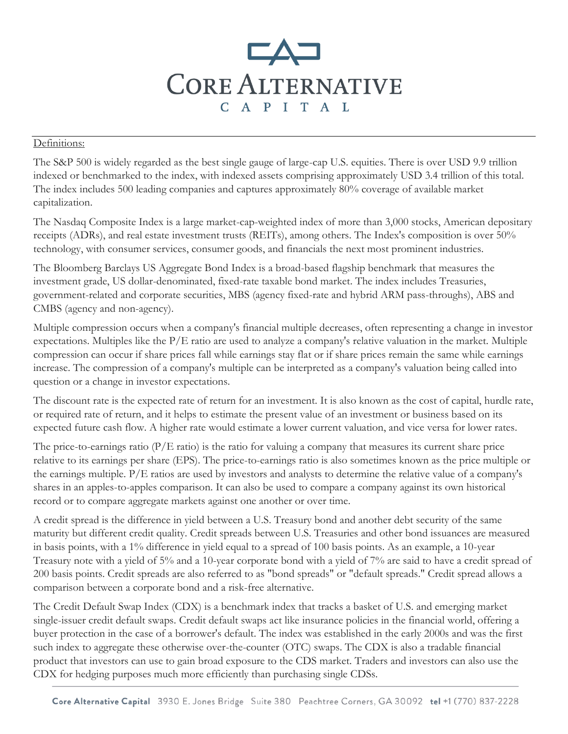Definitions:

The S&P 500 is widely regarded as the best single gauge of large-cap U.S. equities. There is over USD 9.9 trillion indexed or benchmarked to the index, with indexed assets comprising approximately USD 3.4 trillion of this total. The index includes 500 leading companies and captures approximately 80% coverage of available market capitalization.

The Nasdaq Composite Index is a large market-cap-weighted index of more than 3,000 stocks, American depositary receipts (ADRs), and real estate investment trusts (REITs), among others. The Index's composition is over 50% technology, with consumer services, consumer goods, and financials the next most prominent industries.

The Bloomberg Barclays US Aggregate Bond Index is a broad-based flagship benchmark that measures the investment grade, US dollar-denominated, fixed-rate taxable bond market. The index includes Treasuries, government-related and corporate securities, MBS (agency fixed-rate and hybrid ARM pass-throughs), ABS and CMBS (agency and non-agency).

Multiple compression occurs when a company's financial multiple decreases, often representing a change in investor expectations. Multiples like the P/E ratio are used to analyze a company's relative valuation in the market. Multiple compression can occur if share prices fall while earnings stay flat or if share prices remain the same while earnings increase. The compression of a company's multiple can be interpreted as a company's valuation being called into question or a change in investor expectations.

The discount rate is the expected rate of return for an investment. It is also known as the cost of capital, hurdle rate, or required rate of return, and it helps to estimate the present value of an investment or business based on its expected future cash flow. A higher rate would estimate a lower current valuation, and vice versa for lower rates.

The price-to-earnings ratio (P/E ratio) is the ratio for valuing a company that measures its current share price relative to its earnings per share (EPS). The price-to-earnings ratio is also sometimes known as the price multiple or the earnings multiple. P/E ratios are used by investors and analysts to determine the relative value of a company's shares in an apples-to-apples comparison. It can also be used to compare a company against its own historical record or to compare aggregate markets against one another or over time.

A credit spread is the difference in yield between a U.S. Treasury bond and another debt security of the same maturity but different credit quality. Credit spreads between U.S. Treasuries and other bond issuances are measured in basis points, with a 1% difference in yield equal to a spread of 100 basis points. As an example, a 10-year Treasury note with a yield of 5% and a 10-year corporate bond with a yield of 7% are said to have a credit spread of 200 basis points. Credit spreads are also referred to as "bond spreads" or "default spreads." Credit spread allows a comparison between a corporate bond and a risk-free alternative.

The Credit Default Swap Index (CDX) is a benchmark index that tracks a basket of U.S. and emerging market single-issuer credit default swaps. Credit default swaps act like insurance policies in the financial world, offering a buyer protection in the case of a borrower's default. The index was established in the early 2000s and was the first such index to aggregate these otherwise over-the-counter (OTC) swaps. The CDX is also a tradable financial product that investors can use to gain broad exposure to the CDS market. Traders and investors can also use the CDX for hedging purposes much more efficiently than purchasing single CDSs.